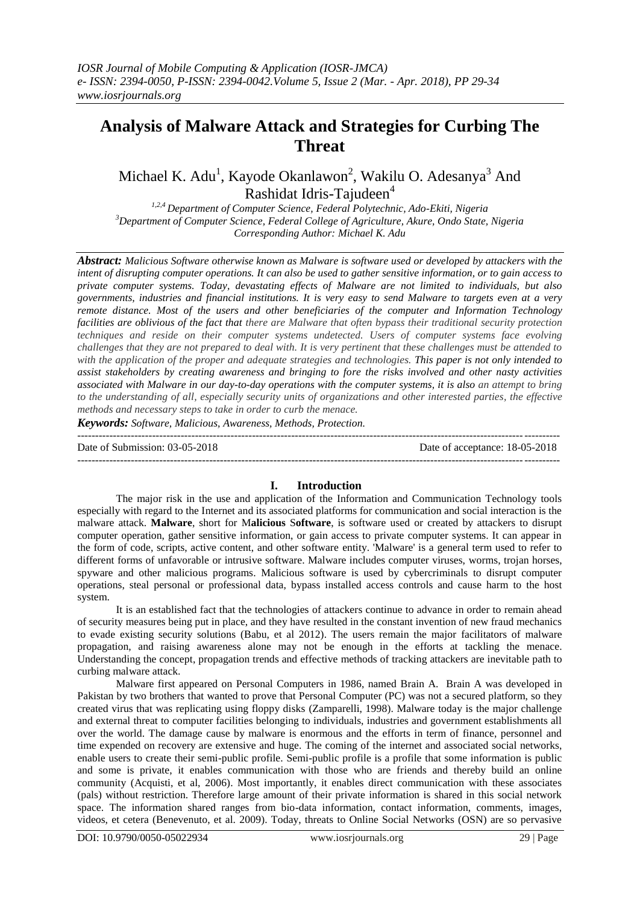# Analysis of Malware Attack and Strategies for Curbing The Threat

Michael K. Adu[1], Kayode Okanlawon[2], Wakilu O. Adesanya[3] And Rashidat Idris-Tajudeen[4]

*[1,2,4] Department of Computer Science, Federal Polytechnic, Ado-Ekiti, Nigeria*
*[3] Department of Computer Science, Federal College of Agriculture, Akure, Ondo State, Nigeria*
*Corresponding Author: Michael K. Adu*

***Abstract:*** *Malicious Software otherwise known as Malware is software used or developed by attackers with the intent of disrupting computer operations. It can also be used to gather sensitive information, or to gain access to private computer systems. Today, devastating effects of Malware are not limited to individuals, but also governments, industries and financial institutions. It is very easy to send Malware to targets even at a very remote distance. Most of the users and other beneficiaries of the computer and Information Technology facilities are oblivious of the fact that there are Malware that often bypass their traditional security protection techniques and reside on their computer systems undetected. Users of computer systems face evolving challenges that they are not prepared to deal with. It is very pertinent that these challenges must be attended to with the application of the proper and adequate strategies and technologies. This paper is not only intended to assist stakeholders by creating awareness and bringing to fore the risks involved and other nasty activities associated with Malware in our day-to-day operations with the computer systems, it is also an attempt to bring to the understanding of all, especially security units of organizations and other interested parties, the effective methods and necessary steps to take in order to curb the menace.*

***Keywords:*** *Software, Malicious, Awareness, Methods, Protection.*

Date of Submission: 03-05-2018 | Date of acceptance: 18-05-2018

## I. Introduction

The major risk in the use and application of the Information and Communication Technology tools especially with regard to the Internet and its associated platforms for communication and social interaction is the malware attack. **Malware**, short for M**alicious** S**oftware**, is software used or created by attackers to disrupt computer operation, gather sensitive information, or gain access to private computer systems. It can appear in the form of code, scripts, active content, and other software entity. 'Malware' is a general term used to refer to different forms of unfavorable or intrusive software. Malware includes computer viruses, worms, trojan horses, spyware and other malicious programs. Malicious software is used by cybercriminals to disrupt computer operations, steal personal or professional data, bypass installed access controls and cause harm to the host system.

It is an established fact that the technologies of attackers continue to advance in order to remain ahead of security measures being put in place, and they have resulted in the constant invention of new fraud mechanics to evade existing security solutions (Babu, et al 2012). The users remain the major facilitators of malware propagation, and raising awareness alone may not be enough in the efforts at tackling the menace. Understanding the concept, propagation trends and effective methods of tracking attackers are inevitable path to curbing malware attack.

Malware first appeared on Personal Computers in 1986, named Brain A. Brain A was developed in Pakistan by two brothers that wanted to prove that Personal Computer (PC) was not a secured platform, so they created virus that was replicating using floppy disks (Zamparelli, 1998). Malware today is the major challenge and external threat to computer facilities belonging to individuals, industries and government establishments all over the world. The damage cause by malware is enormous and the efforts in term of finance, personnel and time expended on recovery are extensive and huge. The coming of the internet and associated social networks, enable users to create their semi-public profile. Semi-public profile is a profile that some information is public and some is private, it enables communication with those who are friends and thereby build an online community (Acquisti, et al, 2006). Most importantly, it enables direct communication with these associates (pals) without restriction. Therefore large amount of their private information is shared in this social network space. The information shared ranges from bio-data information, contact information, comments, images, videos, et cetera (Benevenuto, et al. 2009). Today, threats to Online Social Networks (OSN) are so pervasive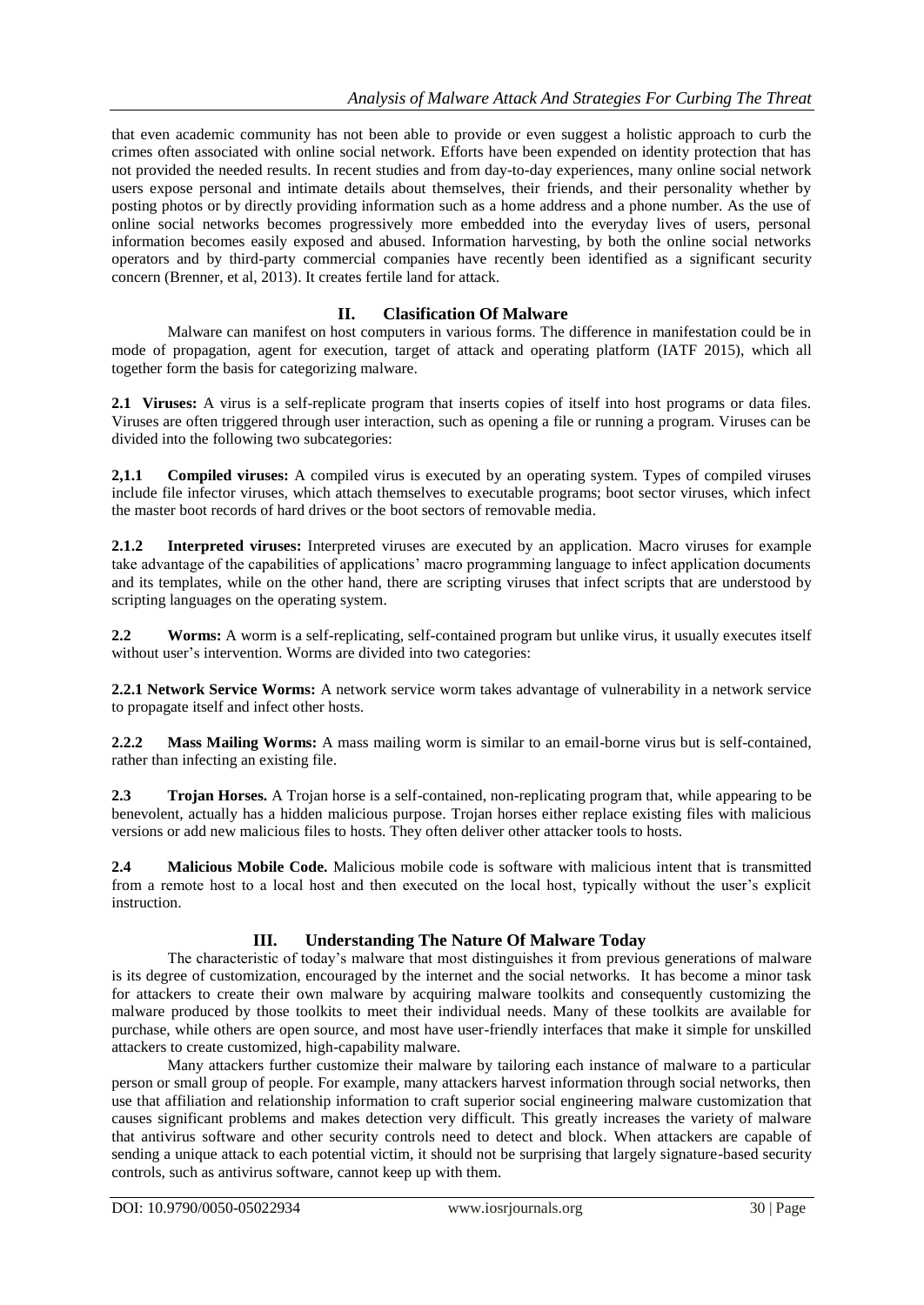that even academic community has not been able to provide or even suggest a holistic approach to curb the crimes often associated with online social network. Efforts have been expended on identity protection that has not provided the needed results. In recent studies and from day-to-day experiences, many online social network users expose personal and intimate details about themselves, their friends, and their personality whether by posting photos or by directly providing information such as a home address and a phone number. As the use of online social networks becomes progressively more embedded into the everyday lives of users, personal information becomes easily exposed and abused. Information harvesting, by both the online social networks operators and by third-party commercial companies have recently been identified as a significant security concern (Brenner, et al, 2013). It creates fertile land for attack.

## II. Clasification Of Malware

Malware can manifest on host computers in various forms. The difference in manifestation could be in mode of propagation, agent for execution, target of attack and operating platform (IATF 2015), which all together form the basis for categorizing malware.

**2.1 Viruses:** A virus is a self-replicate program that inserts copies of itself into host programs or data files. Viruses are often triggered through user interaction, such as opening a file or running a program. Viruses can be divided into the following two subcategories:

**2,1.1 Compiled viruses:** A compiled virus is executed by an operating system. Types of compiled viruses include file infector viruses, which attach themselves to executable programs; boot sector viruses, which infect the master boot records of hard drives or the boot sectors of removable media.

**2.1.2 Interpreted viruses:** Interpreted viruses are executed by an application. Macro viruses for example take advantage of the capabilities of applications' macro programming language to infect application documents and its templates, while on the other hand, there are scripting viruses that infect scripts that are understood by scripting languages on the operating system.

**2.2 Worms:** A worm is a self-replicating, self-contained program but unlike virus, it usually executes itself without user's intervention. Worms are divided into two categories:

**2.2.1 Network Service Worms:** A network service worm takes advantage of vulnerability in a network service to propagate itself and infect other hosts.

**2.2.2 Mass Mailing Worms:** A mass mailing worm is similar to an email-borne virus but is self-contained, rather than infecting an existing file.

**2.3 Trojan Horses.** A Trojan horse is a self-contained, non-replicating program that, while appearing to be benevolent, actually has a hidden malicious purpose. Trojan horses either replace existing files with malicious versions or add new malicious files to hosts. They often deliver other attacker tools to hosts.

**2.4 Malicious Mobile Code.** Malicious mobile code is software with malicious intent that is transmitted from a remote host to a local host and then executed on the local host, typically without the user's explicit instruction.

## III. Understanding The Nature Of Malware Today

The characteristic of today's malware that most distinguishes it from previous generations of malware is its degree of customization, encouraged by the internet and the social networks. It has become a minor task for attackers to create their own malware by acquiring malware toolkits and consequently customizing the malware produced by those toolkits to meet their individual needs. Many of these toolkits are available for purchase, while others are open source, and most have user-friendly interfaces that make it simple for unskilled attackers to create customized, high-capability malware.

Many attackers further customize their malware by tailoring each instance of malware to a particular person or small group of people. For example, many attackers harvest information through social networks, then use that affiliation and relationship information to craft superior social engineering malware customization that causes significant problems and makes detection very difficult. This greatly increases the variety of malware that antivirus software and other security controls need to detect and block. When attackers are capable of sending a unique attack to each potential victim, it should not be surprising that largely signature-based security controls, such as antivirus software, cannot keep up with them.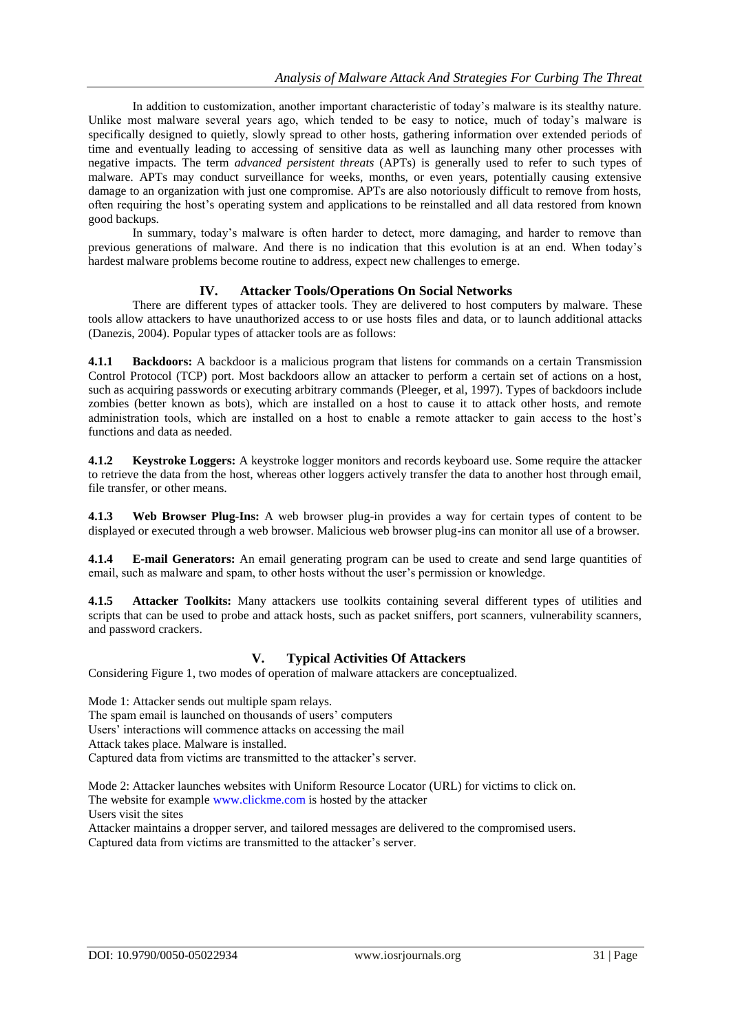In addition to customization, another important characteristic of today's malware is its stealthy nature. Unlike most malware several years ago, which tended to be easy to notice, much of today's malware is specifically designed to quietly, slowly spread to other hosts, gathering information over extended periods of time and eventually leading to accessing of sensitive data as well as launching many other processes with negative impacts. The term *advanced persistent threats* (APTs) is generally used to refer to such types of malware. APTs may conduct surveillance for weeks, months, or even years, potentially causing extensive damage to an organization with just one compromise. APTs are also notoriously difficult to remove from hosts, often requiring the host's operating system and applications to be reinstalled and all data restored from known good backups.

In summary, today's malware is often harder to detect, more damaging, and harder to remove than previous generations of malware. And there is no indication that this evolution is at an end. When today's hardest malware problems become routine to address, expect new challenges to emerge.

## IV. Attacker Tools/Operations On Social Networks

There are different types of attacker tools. They are delivered to host computers by malware. These tools allow attackers to have unauthorized access to or use hosts files and data, or to launch additional attacks (Danezis, 2004). Popular types of attacker tools are as follows:

**4.1.1 Backdoors:** A backdoor is a malicious program that listens for commands on a certain Transmission Control Protocol (TCP) port. Most backdoors allow an attacker to perform a certain set of actions on a host, such as acquiring passwords or executing arbitrary commands (Pleeger, et al, 1997). Types of backdoors include zombies (better known as bots), which are installed on a host to cause it to attack other hosts, and remote administration tools, which are installed on a host to enable a remote attacker to gain access to the host's functions and data as needed.

**4.1.2 Keystroke Loggers:** A keystroke logger monitors and records keyboard use. Some require the attacker to retrieve the data from the host, whereas other loggers actively transfer the data to another host through email, file transfer, or other means.

**4.1.3 Web Browser Plug-Ins:** A web browser plug-in provides a way for certain types of content to be displayed or executed through a web browser. Malicious web browser plug-ins can monitor all use of a browser.

**4.1.4 E-mail Generators:** An email generating program can be used to create and send large quantities of email, such as malware and spam, to other hosts without the user's permission or knowledge.

**4.1.5 Attacker Toolkits:** Many attackers use toolkits containing several different types of utilities and scripts that can be used to probe and attack hosts, such as packet sniffers, port scanners, vulnerability scanners, and password crackers.

## V. Typical Activities Of Attackers

Considering Figure 1, two modes of operation of malware attackers are conceptualized.

Mode 1: Attacker sends out multiple spam relays.
The spam email is launched on thousands of users' computers
Users' interactions will commence attacks on accessing the mail
Attack takes place. Malware is installed.
Captured data from victims are transmitted to the attacker's server.

Mode 2: Attacker launches websites with Uniform Resource Locator (URL) for victims to click on.
The website for example www.clickme.com is hosted by the attacker
Users visit the sites
Attacker maintains a dropper server, and tailored messages are delivered to the compromised users.
Captured data from victims are transmitted to the attacker's server.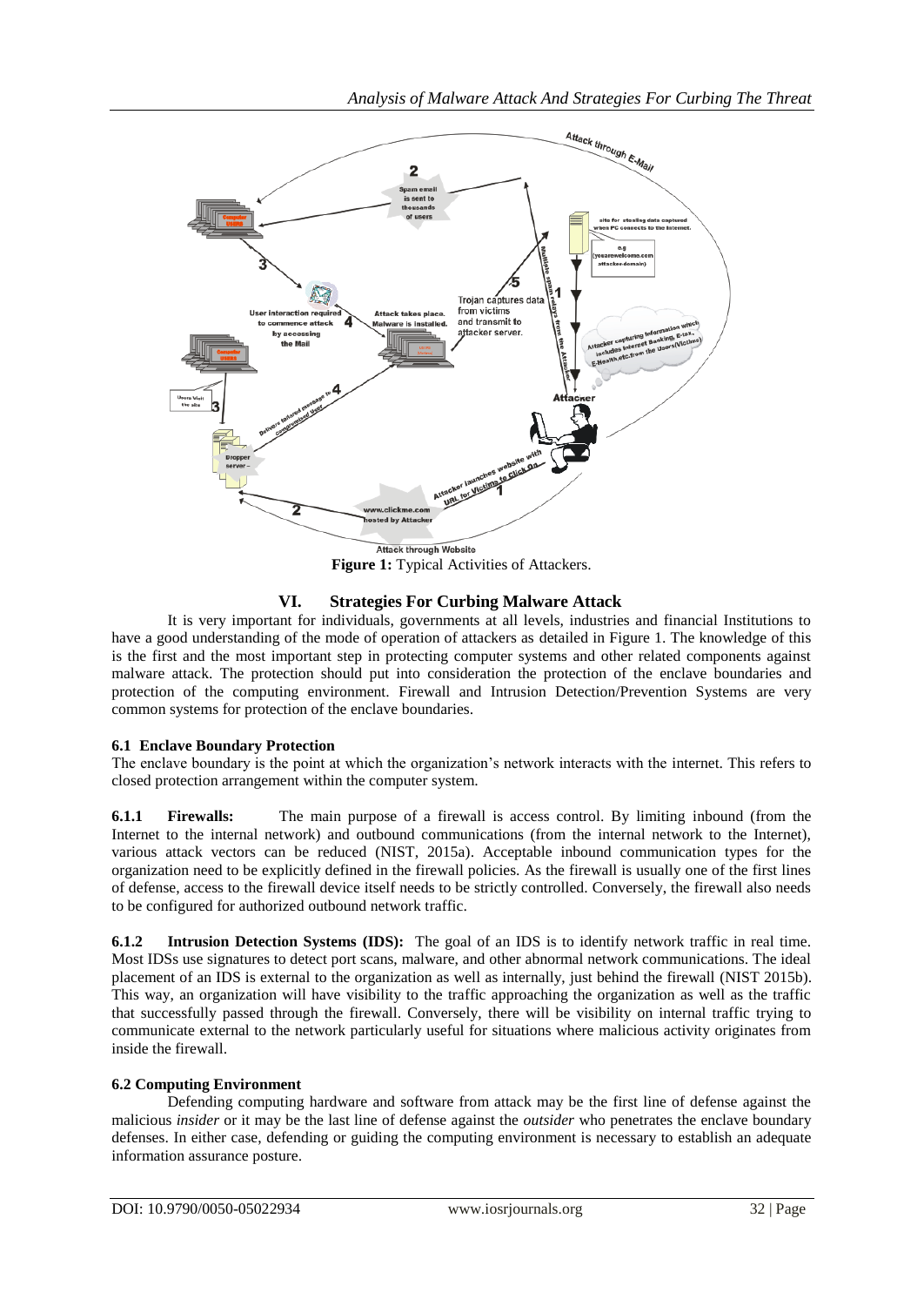Figure 1: Typical Activities of Attackers.

## VI. Strategies For Curbing Malware Attack

It is very important for individuals, governments at all levels, industries and financial Institutions to have a good understanding of the mode of operation of attackers as detailed in Figure 1. The knowledge of this is the first and the most important step in protecting computer systems and other related components against malware attack. The protection should put into consideration the protection of the enclave boundaries and protection of the computing environment. Firewall and Intrusion Detection/Prevention Systems are very common systems for protection of the enclave boundaries.

### 6.1 Enclave Boundary Protection

The enclave boundary is the point at which the organization's network interacts with the internet. This refers to closed protection arrangement within the computer system.

**6.1.1 Firewalls:** The main purpose of a firewall is access control. By limiting inbound (from the Internet to the internal network) and outbound communications (from the internal network to the Internet), various attack vectors can be reduced (NIST, 2015a). Acceptable inbound communication types for the organization need to be explicitly defined in the firewall policies. As the firewall is usually one of the first lines of defense, access to the firewall device itself needs to be strictly controlled. Conversely, the firewall also needs to be configured for authorized outbound network traffic.

**6.1.2 Intrusion Detection Systems (IDS):** The goal of an IDS is to identify network traffic in real time. Most IDSs use signatures to detect port scans, malware, and other abnormal network communications. The ideal placement of an IDS is external to the organization as well as internally, just behind the firewall (NIST 2015b). This way, an organization will have visibility to the traffic approaching the organization as well as the traffic that successfully passed through the firewall. Conversely, there will be visibility on internal traffic trying to communicate external to the network particularly useful for situations where malicious activity originates from inside the firewall.

### 6.2 Computing Environment

Defending computing hardware and software from attack may be the first line of defense against the malicious *insider* or it may be the last line of defense against the *outsider* who penetrates the enclave boundary defenses. In either case, defending or guiding the computing environment is necessary to establish an adequate information assurance posture.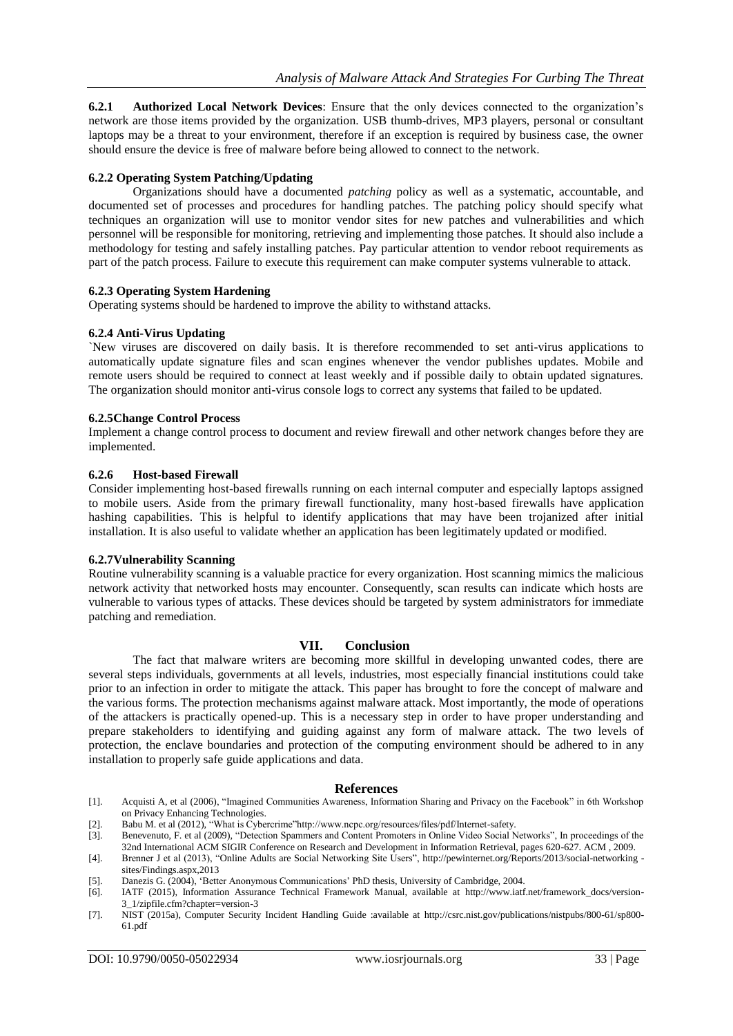**6.2.1 Authorized Local Network Devices**: Ensure that the only devices connected to the organization's network are those items provided by the organization. USB thumb-drives, MP3 players, personal or consultant laptops may be a threat to your environment, therefore if an exception is required by business case, the owner should ensure the device is free of malware before being allowed to connect to the network.

#### 6.2.2 Operating System Patching/Updating

Organizations should have a documented *patching* policy as well as a systematic, accountable, and documented set of processes and procedures for handling patches. The patching policy should specify what techniques an organization will use to monitor vendor sites for new patches and vulnerabilities and which personnel will be responsible for monitoring, retrieving and implementing those patches. It should also include a methodology for testing and safely installing patches. Pay particular attention to vendor reboot requirements as part of the patch process. Failure to execute this requirement can make computer systems vulnerable to attack.

#### 6.2.3 Operating System Hardening

Operating systems should be hardened to improve the ability to withstand attacks.

#### 6.2.4 Anti-Virus Updating

`New viruses are discovered on daily basis. It is therefore recommended to set anti-virus applications to automatically update signature files and scan engines whenever the vendor publishes updates. Mobile and remote users should be required to connect at least weekly and if possible daily to obtain updated signatures. The organization should monitor anti-virus console logs to correct any systems that failed to be updated.

#### 6.2.5Change Control Process

Implement a change control process to document and review firewall and other network changes before they are implemented.

#### 6.2.6 Host-based Firewall

Consider implementing host-based firewalls running on each internal computer and especially laptops assigned to mobile users. Aside from the primary firewall functionality, many host-based firewalls have application hashing capabilities. This is helpful to identify applications that may have been trojanized after initial installation. It is also useful to validate whether an application has been legitimately updated or modified.

#### 6.2.7Vulnerability Scanning

Routine vulnerability scanning is a valuable practice for every organization. Host scanning mimics the malicious network activity that networked hosts may encounter. Consequently, scan results can indicate which hosts are vulnerable to various types of attacks. These devices should be targeted by system administrators for immediate patching and remediation.

## VII. Conclusion

The fact that malware writers are becoming more skillful in developing unwanted codes, there are several steps individuals, governments at all levels, industries, most especially financial institutions could take prior to an infection in order to mitigate the attack. This paper has brought to fore the concept of malware and the various forms. The protection mechanisms against malware attack. Most importantly, the mode of operations of the attackers is practically opened-up. This is a necessary step in order to have proper understanding and prepare stakeholders to identifying and guiding against any form of malware attack. The two levels of protection, the enclave boundaries and protection of the computing environment should be adhered to in any installation to properly safe guide applications and data.

## References

[1]. Acquisti A, et al (2006), "Imagined Communities Awareness, Information Sharing and Privacy on the Facebook" in 6th Workshop on Privacy Enhancing Technologies.

[2]. Babu M. et al (2012), "What is Cybercrime"http://www.ncpc.org/resources/files/pdf/Internet-safety.

[3]. Benevenuto, F. et al (2009), "Detection Spammers and Content Promoters in Online Video Social Networks", In proceedings of the 32nd International ACM SIGIR Conference on Research and Development in Information Retrieval, pages 620-627. ACM , 2009.

[4]. Brenner J et al (2013), "Online Adults are Social Networking Site Users", http://pewinternet.org/Reports/2013/social-networking - sites/Findings.aspx,2013

[5]. Danezis G. (2004), 'Better Anonymous Communications' PhD thesis, University of Cambridge, 2004.

[6]. IATF (2015), Information Assurance Technical Framework Manual, available at http://www.iatf.net/framework_docs/version-3_1/zipfile.cfm?chapter=version-3

[7]. NIST (2015a), Computer Security Incident Handling Guide :available at http://csrc.nist.gov/publications/nistpubs/800-61/sp800-61.pdf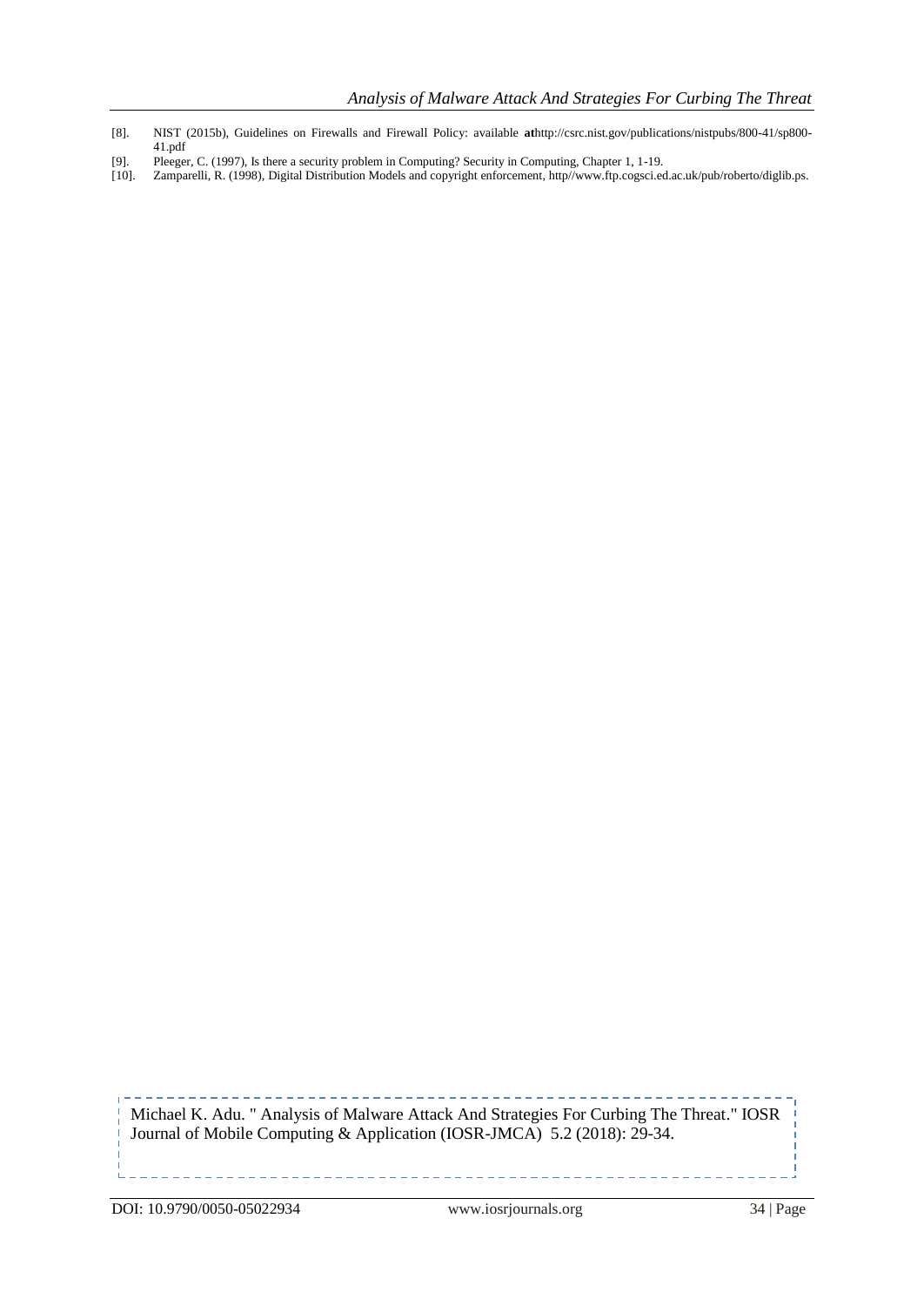[8]. NIST (2015b), Guidelines on Firewalls and Firewall Policy: available **at**http://csrc.nist.gov/publications/nistpubs/800-41/sp800-41.pdf

[9]. Pleeger, C. (1997), Is there a security problem in Computing? Security in Computing, Chapter 1, 1-19.

[10]. Zamparelli, R. (1998), Digital Distribution Models and copyright enforcement, http//www.ftp.cogsci.ed.ac.uk/pub/roberto/diglib.ps.

Michael K. Adu. " Analysis of Malware Attack And Strategies For Curbing The Threat." IOSR Journal of Mobile Computing & Application (IOSR-JMCA) 5.2 (2018): 29-34.